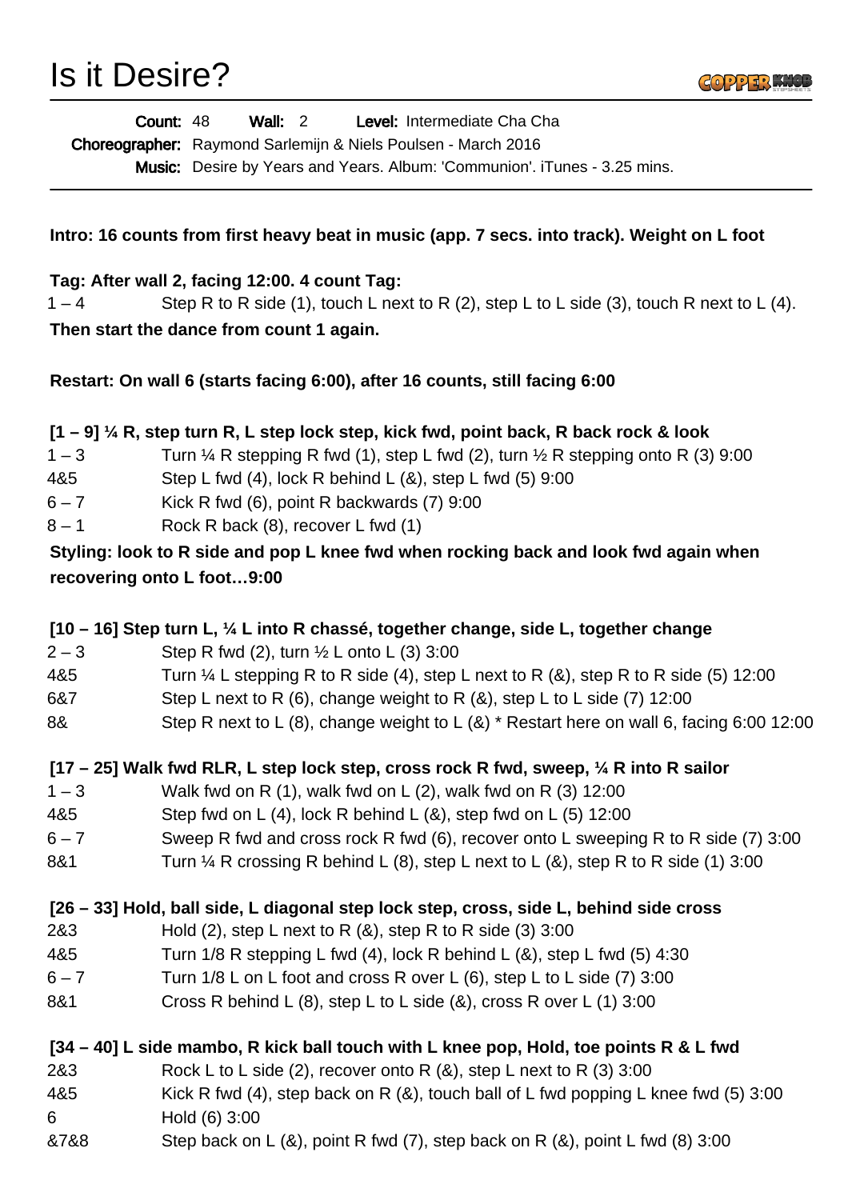# Is it Desire?

**Count:** 48 **Wall:** 2 **Level:** Intermediate Cha Cha
**Choreographer:** Raymond Sarlemijn & Niels Poulsen - March 2016
**Music:** Desire by Years and Years. Album: 'Communion'. iTunes - 3.25 mins.

---

**Intro: 16 counts from first heavy beat in music (app. 7 secs. into track). Weight on L foot**

**Tag: After wall 2, facing 12:00. 4 count Tag:**

1 – 4 Step R to R side (1), touch L next to R (2), step L to L side (3), touch R next to L (4).

**Then start the dance from count 1 again.**

**Restart: On wall 6 (starts facing 6:00), after 16 counts, still facing 6:00**

**[1 – 9] ¼ R, step turn R, L step lock step, kick fwd, point back, R back rock & look**

1 – 3 Turn ¼ R stepping R fwd (1), step L fwd (2), turn ½ R stepping onto R (3) 9:00
4&5 Step L fwd (4), lock R behind L (&), step L fwd (5) 9:00
6 – 7 Kick R fwd (6), point R backwards (7) 9:00
8 – 1 Rock R back (8), recover L fwd (1)

**Styling: look to R side and pop L knee fwd when rocking back and look fwd again when recovering onto L foot…9:00**

**[10 – 16] Step turn L, ¼ L into R chassé, together change, side L, together change**

2 – 3 Step R fwd (2), turn ½ L onto L (3) 3:00
4&5 Turn ¼ L stepping R to R side (4), step L next to R (&), step R to R side (5) 12:00
6&7 Step L next to R (6), change weight to R (&), step L to L side (7) 12:00
8& Step R next to L (8), change weight to L (&) * Restart here on wall 6, facing 6:00 12:00

**[17 – 25] Walk fwd RLR, L step lock step, cross rock R fwd, sweep, ¼ R into R sailor**

1 – 3 Walk fwd on R (1), walk fwd on L (2), walk fwd on R (3) 12:00
4&5 Step fwd on L (4), lock R behind L (&), step fwd on L (5) 12:00
6 – 7 Sweep R fwd and cross rock R fwd (6), recover onto L sweeping R to R side (7) 3:00
8&1 Turn ¼ R crossing R behind L (8), step L next to L (&), step R to R side (1) 3:00

**[26 – 33] Hold, ball side, L diagonal step lock step, cross, side L, behind side cross**

2&3 Hold (2), step L next to R (&), step R to R side (3) 3:00
4&5 Turn 1/8 R stepping L fwd (4), lock R behind L (&), step L fwd (5) 4:30
6 – 7 Turn 1/8 L on L foot and cross R over L (6), step L to L side (7) 3:00
8&1 Cross R behind L (8), step L to L side (&), cross R over L (1) 3:00

**[34 – 40] L side mambo, R kick ball touch with L knee pop, Hold, toe points R & L fwd**

2&3 Rock L to L side (2), recover onto R (&), step L next to R (3) 3:00
4&5 Kick R fwd (4), step back on R (&), touch ball of L fwd popping L knee fwd (5) 3:00
6 Hold (6) 3:00
&7&8 Step back on L (&), point R fwd (7), step back on R (&), point L fwd (8) 3:00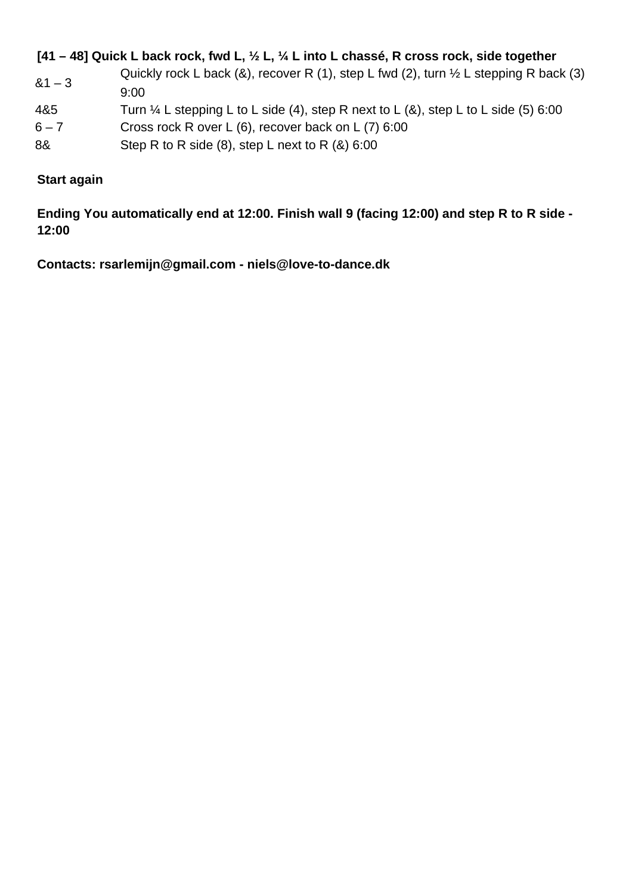**[41 – 48] Quick L back rock, fwd L, ½ L, ¼ L into L chassé, R cross rock, side together**

| | |
|---|---|
| &1 – 3 | Quickly rock L back (&), recover R (1), step L fwd (2), turn ½ L stepping R back (3) 9:00 |
| 4&5 | Turn ¼ L stepping L to L side (4), step R next to L (&), step L to L side (5) 6:00 |
| 6 – 7 | Cross rock R over L (6), recover back on L (7) 6:00 |
| 8& | Step R to R side (8), step L next to R (&) 6:00 |

**Start again**

**Ending You automatically end at 12:00. Finish wall 9 (facing 12:00) and step R to R side - 12:00**

**Contacts: rsarlemijn@gmail.com - niels@love-to-dance.dk**